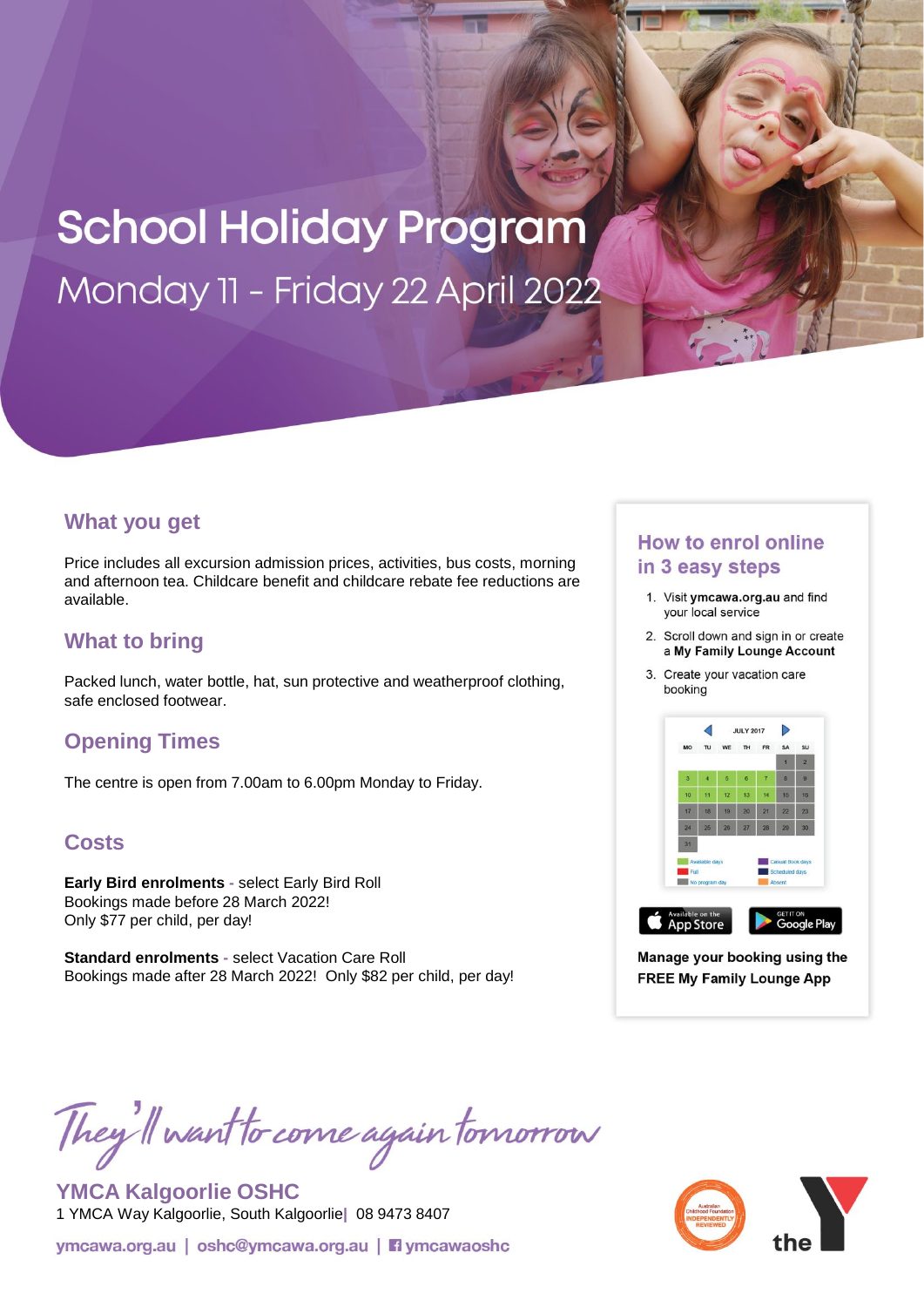# School Holiday Program

## Monday 11 - Friday 22 April 2022

### What you get

Price includes all excursion admission prices, activities, bus costs, morning and afternoon tea. Childcare benefit and childcare rebate fee reductions are available.

### What to bring

Packed lunch, water bottle, hat, sun protective and weatherproof clothing, safe enclosed footwear.

### Opening Times

The centre is open from 7.00am to 6.00pm Monday to Friday.

### Costs

**Early Bird enrolments** - select Early Bird Roll
Bookings made before 28 March 2022!
Only $77 per child, per day!

**Standard enrolments** - select Vacation Care Roll
Bookings made after 28 March 2022! Only $82 per child, per day!

### How to enrol online in 3 easy steps

1. Visit **ymcawa.org.au** and find your local service
2. Scroll down and sign in or create a **My Family Lounge Account**
3. Create your vacation care booking

**Manage your booking using the FREE My Family Lounge App**

*They'll want to come again tomorrow*

**YMCA Kalgoorlie OSHC**
1 YMCA Way Kalgoorlie, South Kalgoorlie | 08 9473 8407

ymcawa.org.au | oshc@ymcawa.org.au | ymcawaoshc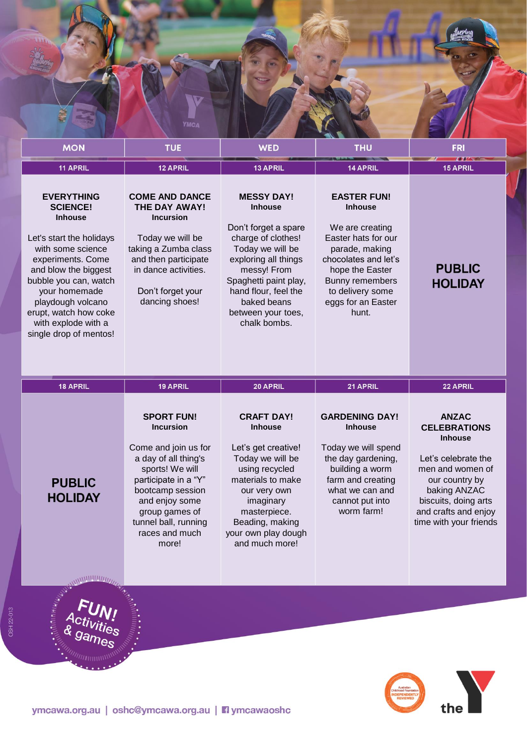| MON | TUE | WED | THU | FRI |
|---|---|---|---|---|
| 11 APRIL | 12 APRIL | 13 APRIL | 14 APRIL | 15 APRIL |
| **EVERYTHING SCIENCE!** **Inhouse** Let's start the holidays with some science experiments. Come and blow the biggest bubble you can, watch your homemade playdough volcano erupt, watch how coke with explode with a single drop of mentos! | **COME AND DANCE THE DAY AWAY!** **Incursion** Today we will be taking a Zumba class and then participate in dance activities. Don't forget your dancing shoes! | **MESSY DAY!** **Inhouse** Don't forget a spare charge of clothes! Today we will be exploring all things messy! From Spaghetti paint play, hand flour, feel the baked beans between your toes, chalk bombs. | **EASTER FUN!** **Inhouse** We are creating Easter hats for our parade, making chocolates and let's hope the Easter Bunny remembers to delivery some eggs for an Easter hunt. | **PUBLIC HOLIDAY** |
| 18 APRIL | 19 APRIL | 20 APRIL | 21 APRIL | 22 APRIL |
| **PUBLIC HOLIDAY** | **SPORT FUN!** **Incursion** Come and join us for a day of all thing's sports! We will participate in a "Y" bootcamp session and enjoy some group games of tunnel ball, running races and much more! | **CRAFT DAY!** **Inhouse** Let's get creative! Today we will be using recycled materials to make our very own imaginary masterpiece. Beading, making your own play dough and much more! | **GARDENING DAY!** **Inhouse** Today we will spend the day gardening, building a worm farm and creating what we can and cannot put into worm farm! | **ANZAC CELEBRATIONS** **Inhouse** Let's celebrate the men and women of our country by baking ANZAC biscuits, doing arts and crafts and enjoy time with your friends |

FUN! Activities & games

OSH 22-013

ymcawa.org.au | oshc@ymcawa.org.au | ymcawaoshc